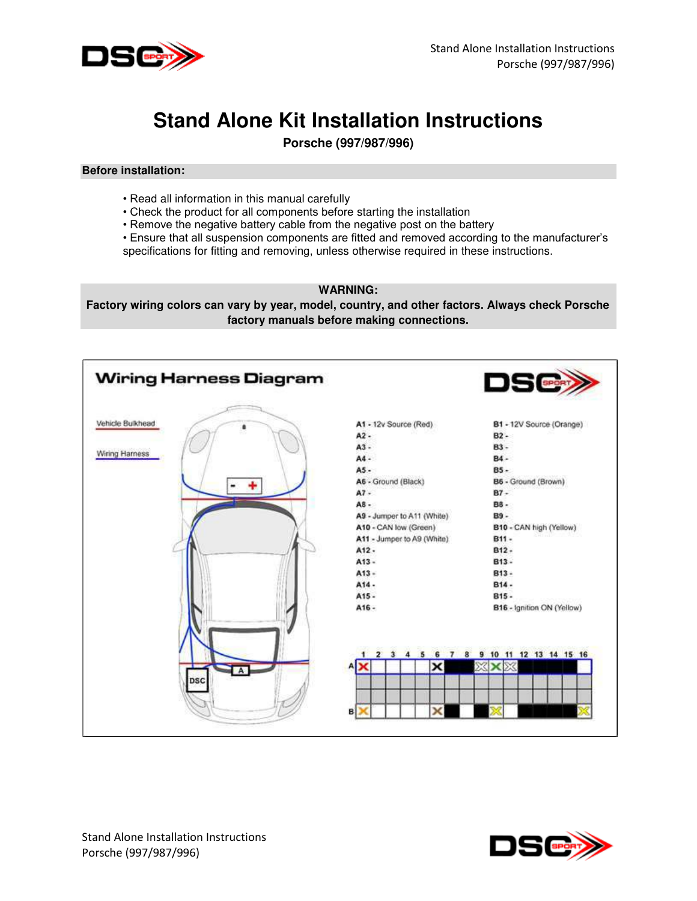# Stand Alone Kit Installation Instructions

**Porsche (997/987/996)**

**Before installation:**

- Read all information in this manual carefully
- Check the product for all components before starting the installation
- Remove the negative battery cable from the negative post on the battery
- Ensure that all suspension components are fitted and removed according to the manufacturer's specifications for fitting and removing, unless otherwise required in these instructions.

**WARNING:**
**Factory wiring colors can vary by year, model, country, and other factors. Always check Porsche factory manuals before making connections.**

## Wiring Harness Diagram

Vehicle Bulkhead

Wiring Harness

DSC

A

A1 - 12v Source (Red)
A2 -
A3 -
A4 -
A5 -
A6 - Ground (Black)
A7 -
A8 -
A9 - Jumper to A11 (White)
A10 - CAN low (Green)
A11 - Jumper to A9 (White)
A12 -
A13 -
A13 -
A14 -
A15 -
A16 -

B1 - 12V Source (Orange)
B2 -
B3 -
B4 -
B5 -
B6 - Ground (Brown)
B7 -
B8 -
B9 -
B10 - CAN high (Yellow)
B11 -
B12 -
B13 -
B13 -
B14 -
B15 -
B16 - Ignition ON (Yellow)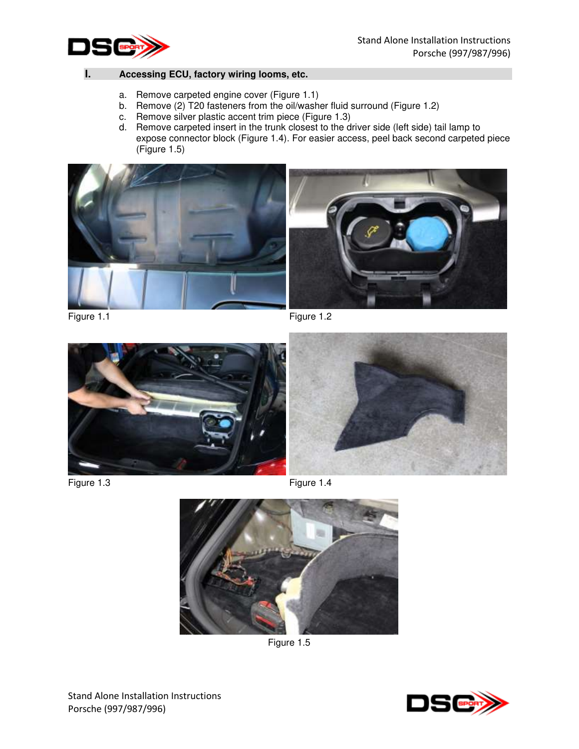## I. Accessing ECU, factory wiring looms, etc.

a. Remove carpeted engine cover (Figure 1.1)
b. Remove (2) T20 fasteners from the oil/washer fluid surround (Figure 1.2)
c. Remove silver plastic accent trim piece (Figure 1.3)
d. Remove carpeted insert in the trunk closest to the driver side (left side) tail lamp to expose connector block (Figure 1.4). For easier access, peel back second carpeted piece (Figure 1.5)

Figure 1.1

Figure 1.2

Figure 1.3

Figure 1.4

Figure 1.5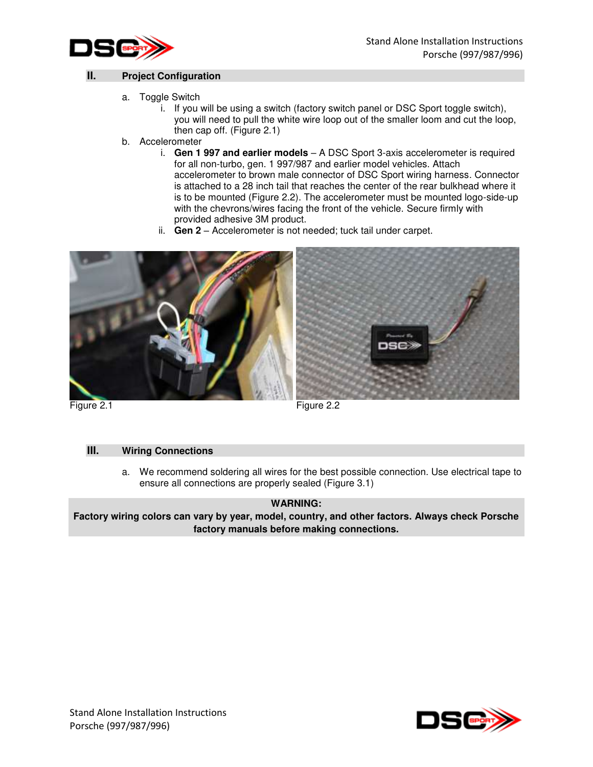## II. Project Configuration

a. Toggle Switch
   i. If you will be using a switch (factory switch panel or DSC Sport toggle switch), you will need to pull the white wire loop out of the smaller loom and cut the loop, then cap off. (Figure 2.1)

b. Accelerometer
   i. **Gen 1 997 and earlier models** – A DSC Sport 3-axis accelerometer is required for all non-turbo, gen. 1 997/987 and earlier model vehicles. Attach accelerometer to brown male connector of DSC Sport wiring harness. Connector is attached to a 28 inch tail that reaches the center of the rear bulkhead where it is to be mounted (Figure 2.2). The accelerometer must be mounted logo-side-up with the chevrons/wires facing the front of the vehicle. Secure firmly with provided adhesive 3M product.
   ii. **Gen 2** – Accelerometer is not needed; tuck tail under carpet.

Figure 2.1

Figure 2.2

## III. Wiring Connections

a. We recommend soldering all wires for the best possible connection. Use electrical tape to ensure all connections are properly sealed (Figure 3.1)

**WARNING:**
**Factory wiring colors can vary by year, model, country, and other factors. Always check Porsche factory manuals before making connections.**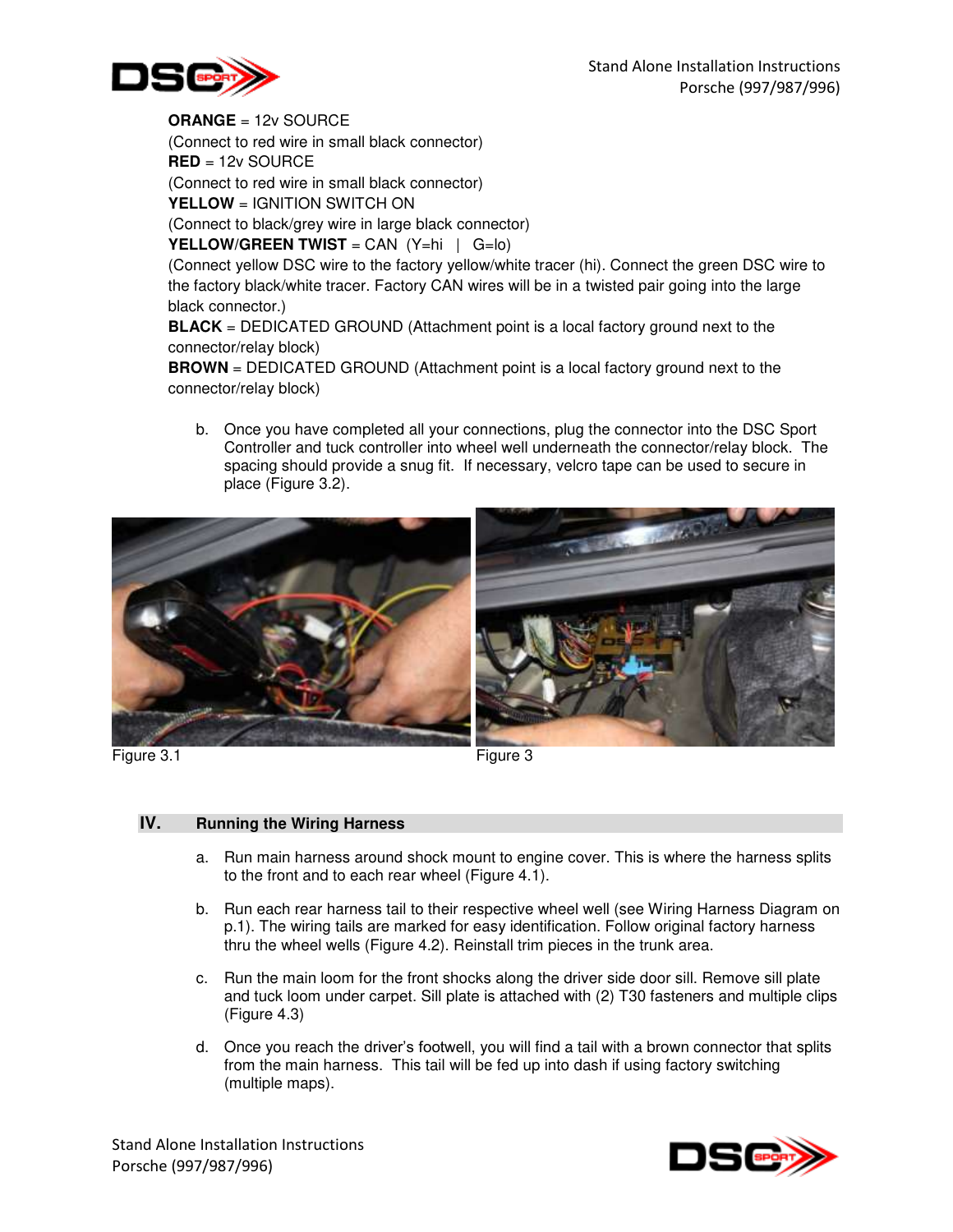**ORANGE** = 12v SOURCE
(Connect to red wire in small black connector)
**RED** = 12v SOURCE
(Connect to red wire in small black connector)
**YELLOW** = IGNITION SWITCH ON
(Connect to black/grey wire in large black connector)
**YELLOW/GREEN TWIST** = CAN (Y=hi | G=lo)
(Connect yellow DSC wire to the factory yellow/white tracer (hi). Connect the green DSC wire to the factory black/white tracer. Factory CAN wires will be in a twisted pair going into the large black connector.)
**BLACK** = DEDICATED GROUND (Attachment point is a local factory ground next to the connector/relay block)
**BROWN** = DEDICATED GROUND (Attachment point is a local factory ground next to the connector/relay block)

b. Once you have completed all your connections, plug the connector into the DSC Sport Controller and tuck controller into wheel well underneath the connector/relay block. The spacing should provide a snug fit. If necessary, velcro tape can be used to secure in place (Figure 3.2).

Figure 3.1

Figure 3

## IV. Running the Wiring Harness

a. Run main harness around shock mount to engine cover. This is where the harness splits to the front and to each rear wheel (Figure 4.1).

b. Run each rear harness tail to their respective wheel well (see Wiring Harness Diagram on p.1). The wiring tails are marked for easy identification. Follow original factory harness thru the wheel wells (Figure 4.2). Reinstall trim pieces in the trunk area.

c. Run the main loom for the front shocks along the driver side door sill. Remove sill plate and tuck loom under carpet. Sill plate is attached with (2) T30 fasteners and multiple clips (Figure 4.3)

d. Once you reach the driver's footwell, you will find a tail with a brown connector that splits from the main harness. This tail will be fed up into dash if using factory switching (multiple maps).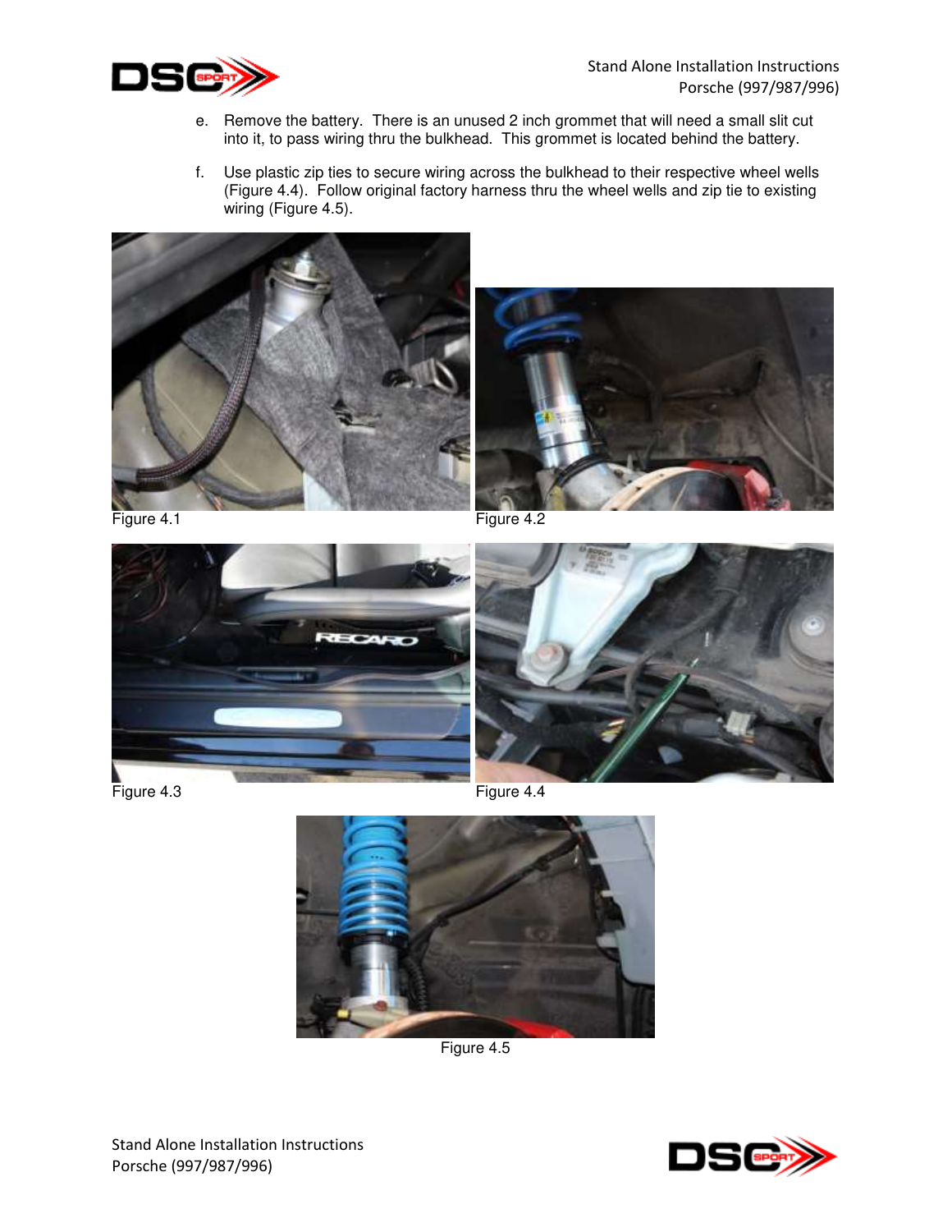e. Remove the battery. There is an unused 2 inch grommet that will need a small slit cut into it, to pass wiring thru the bulkhead. This grommet is located behind the battery.

f. Use plastic zip ties to secure wiring across the bulkhead to their respective wheel wells (Figure 4.4). Follow original factory harness thru the wheel wells and zip tie to existing wiring (Figure 4.5).

Figure 4.1

Figure 4.2

Figure 4.3

Figure 4.4

Figure 4.5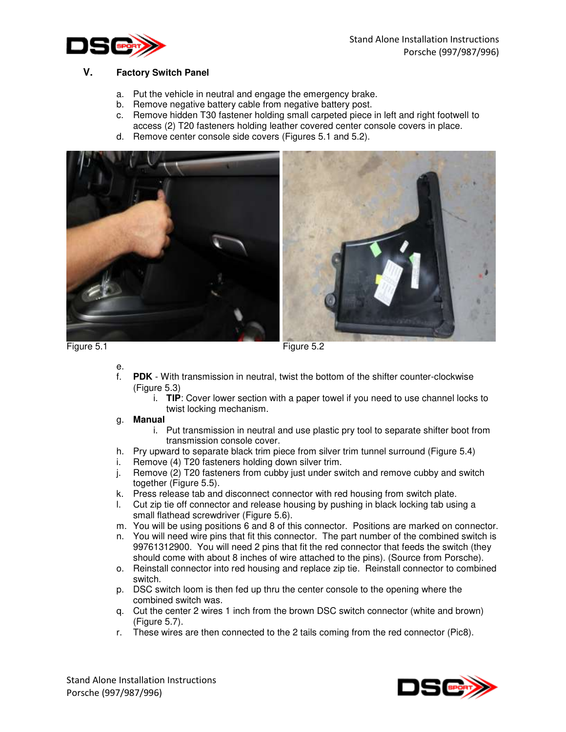## V. Factory Switch Panel

a. Put the vehicle in neutral and engage the emergency brake.
b. Remove negative battery cable from negative battery post.
c. Remove hidden T30 fastener holding small carpeted piece in left and right footwell to access (2) T20 fasteners holding leather covered center console covers in place.
d. Remove center console side covers (Figures 5.1 and 5.2).

Figure 5.1

Figure 5.2

e.
f. **PDK** - With transmission in neutral, twist the bottom of the shifter counter-clockwise (Figure 5.3)
   i. **TIP**: Cover lower section with a paper towel if you need to use channel locks to twist locking mechanism.
g. **Manual**
   i. Put transmission in neutral and use plastic pry tool to separate shifter boot from transmission console cover.
h. Pry upward to separate black trim piece from silver trim tunnel surround (Figure 5.4)
i. Remove (4) T20 fasteners holding down silver trim.
j. Remove (2) T20 fasteners from cubby just under switch and remove cubby and switch together (Figure 5.5).
k. Press release tab and disconnect connector with red housing from switch plate.
l. Cut zip tie off connector and release housing by pushing in black locking tab using a small flathead screwdriver (Figure 5.6).
m. You will be using positions 6 and 8 of this connector. Positions are marked on connector.
n. You will need wire pins that fit this connector. The part number of the combined switch is 99761312900. You will need 2 pins that fit the red connector that feeds the switch (they should come with about 8 inches of wire attached to the pins). (Source from Porsche).
o. Reinstall connector into red housing and replace zip tie. Reinstall connector to combined switch.
p. DSC switch loom is then fed up thru the center console to the opening where the combined switch was.
q. Cut the center 2 wires 1 inch from the brown DSC switch connector (white and brown) (Figure 5.7).
r. These wires are then connected to the 2 tails coming from the red connector (Pic8).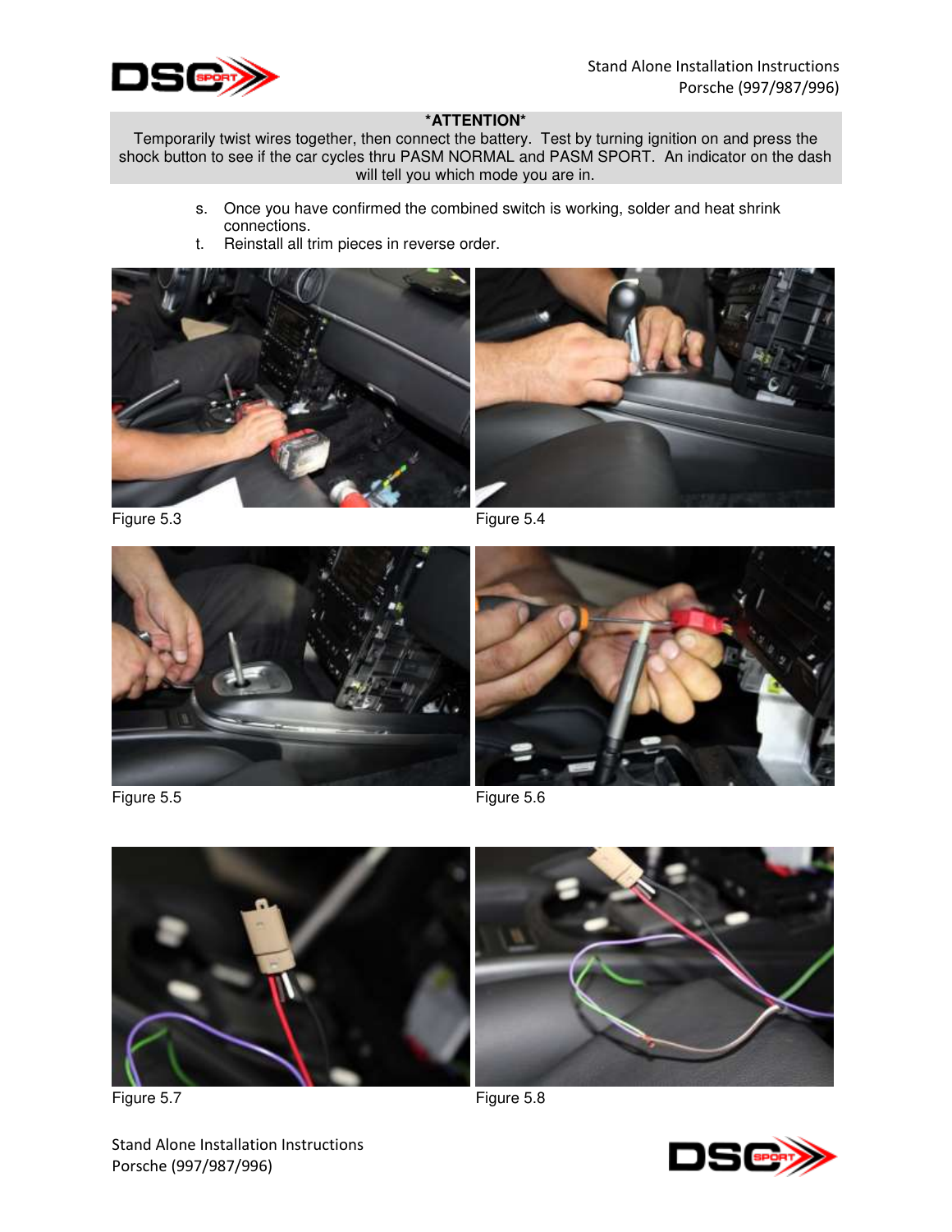**\*ATTENTION\***

Temporarily twist wires together, then connect the battery. Test by turning ignition on and press the shock button to see if the car cycles thru PASM NORMAL and PASM SPORT. An indicator on the dash will tell you which mode you are in.

s. Once you have confirmed the combined switch is working, solder and heat shrink connections.
t. Reinstall all trim pieces in reverse order.

Figure 5.3

Figure 5.4

Figure 5.5

Figure 5.6

Figure 5.7

Figure 5.8